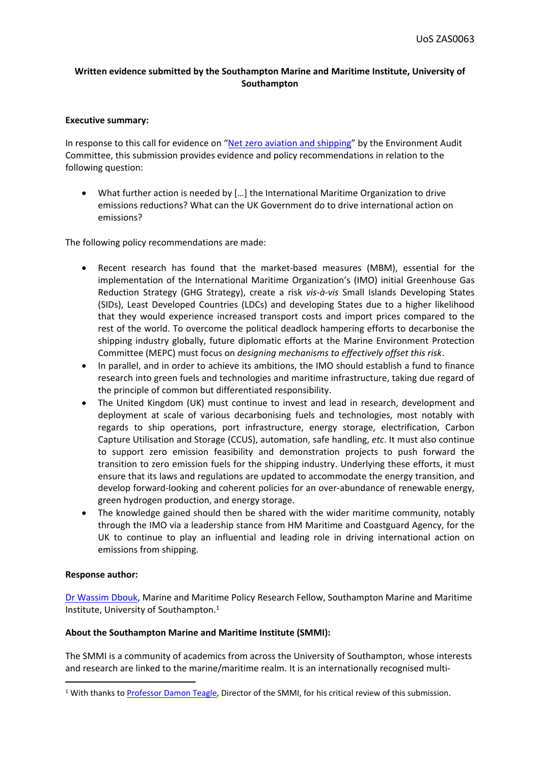**Written evidence submitted by the Southampton Marine and Maritime Institute, University of Southampton**

**Executive summary:**

In response to this call for evidence on "Net zero aviation and shipping" by the Environment Audit Committee, this submission provides evidence and policy recommendations in relation to the following question:

- What further action is needed by […] the International Maritime Organization to drive emissions reductions? What can the UK Government do to drive international action on emissions?

The following policy recommendations are made:

- Recent research has found that the market-based measures (MBM), essential for the implementation of the International Maritime Organization's (IMO) initial Greenhouse Gas Reduction Strategy (GHG Strategy), create a risk *vis-à-vis* Small Islands Developing States (SIDs), Least Developed Countries (LDCs) and developing States due to a higher likelihood that they would experience increased transport costs and import prices compared to the rest of the world. To overcome the political deadlock hampering efforts to decarbonise the shipping industry globally, future diplomatic efforts at the Marine Environment Protection Committee (MEPC) must focus on *designing mechanisms to effectively offset this risk*.
- In parallel, and in order to achieve its ambitions, the IMO should establish a fund to finance research into green fuels and technologies and maritime infrastructure, taking due regard of the principle of common but differentiated responsibility.
- The United Kingdom (UK) must continue to invest and lead in research, development and deployment at scale of various decarbonising fuels and technologies, most notably with regards to ship operations, port infrastructure, energy storage, electrification, Carbon Capture Utilisation and Storage (CCUS), automation, safe handling, *etc*. It must also continue to support zero emission feasibility and demonstration projects to push forward the transition to zero emission fuels for the shipping industry. Underlying these efforts, it must ensure that its laws and regulations are updated to accommodate the energy transition, and develop forward-looking and coherent policies for an over-abundance of renewable energy, green hydrogen production, and energy storage.
- The knowledge gained should then be shared with the wider maritime community, notably through the IMO via a leadership stance from HM Maritime and Coastguard Agency, for the UK to continue to play an influential and leading role in driving international action on emissions from shipping.

**Response author:**

Dr Wassim Dbouk, Marine and Maritime Policy Research Fellow, Southampton Marine and Maritime Institute, University of Southampton.[1]

**About the Southampton Marine and Maritime Institute (SMMI):**

The SMMI is a community of academics from across the University of Southampton, whose interests and research are linked to the marine/maritime realm. It is an internationally recognised multi-

[1] With thanks to Professor Damon Teagle, Director of the SMMI, for his critical review of this submission.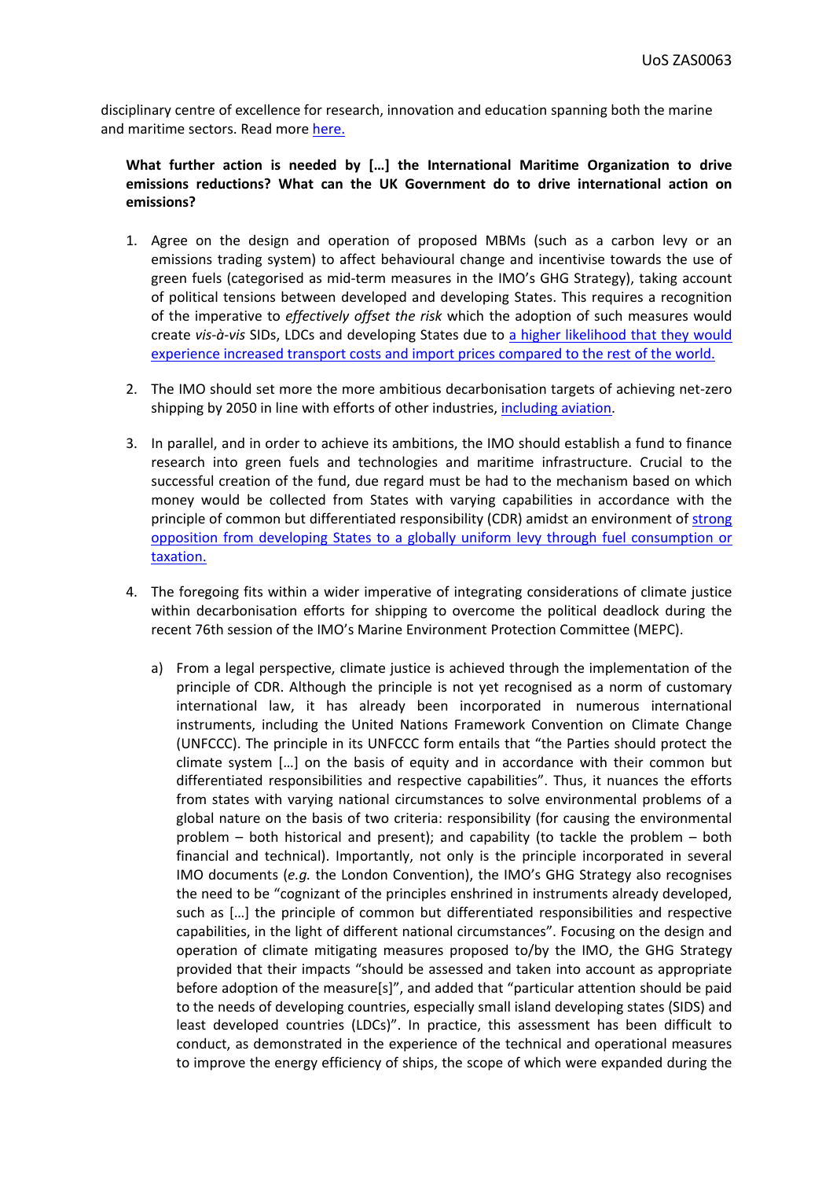disciplinary centre of excellence for research, innovation and education spanning both the marine and maritime sectors. Read more here.

**What further action is needed by […] the International Maritime Organization to drive emissions reductions? What can the UK Government do to drive international action on emissions?**

1. Agree on the design and operation of proposed MBMs (such as a carbon levy or an emissions trading system) to affect behavioural change and incentivise towards the use of green fuels (categorised as mid-term measures in the IMO's GHG Strategy), taking account of political tensions between developed and developing States. This requires a recognition of the imperative to *effectively offset the risk* which the adoption of such measures would create *vis-à-vis* SIDs, LDCs and developing States due to a higher likelihood that they would experience increased transport costs and import prices compared to the rest of the world.

2. The IMO should set more the more ambitious decarbonisation targets of achieving net-zero shipping by 2050 in line with efforts of other industries, including aviation.

3. In parallel, and in order to achieve its ambitions, the IMO should establish a fund to finance research into green fuels and technologies and maritime infrastructure. Crucial to the successful creation of the fund, due regard must be had to the mechanism based on which money would be collected from States with varying capabilities in accordance with the principle of common but differentiated responsibility (CDR) amidst an environment of strong opposition from developing States to a globally uniform levy through fuel consumption or taxation.

4. The foregoing fits within a wider imperative of integrating considerations of climate justice within decarbonisation efforts for shipping to overcome the political deadlock during the recent 76th session of the IMO's Marine Environment Protection Committee (MEPC).

   a) From a legal perspective, climate justice is achieved through the implementation of the principle of CDR. Although the principle is not yet recognised as a norm of customary international law, it has already been incorporated in numerous international instruments, including the United Nations Framework Convention on Climate Change (UNFCCC). The principle in its UNFCCC form entails that "the Parties should protect the climate system […] on the basis of equity and in accordance with their common but differentiated responsibilities and respective capabilities". Thus, it nuances the efforts from states with varying national circumstances to solve environmental problems of a global nature on the basis of two criteria: responsibility (for causing the environmental problem – both historical and present); and capability (to tackle the problem – both financial and technical). Importantly, not only is the principle incorporated in several IMO documents (*e.g.* the London Convention), the IMO's GHG Strategy also recognises the need to be "cognizant of the principles enshrined in instruments already developed, such as […] the principle of common but differentiated responsibilities and respective capabilities, in the light of different national circumstances". Focusing on the design and operation of climate mitigating measures proposed to/by the IMO, the GHG Strategy provided that their impacts "should be assessed and taken into account as appropriate before adoption of the measure[s]", and added that "particular attention should be paid to the needs of developing countries, especially small island developing states (SIDS) and least developed countries (LDCs)". In practice, this assessment has been difficult to conduct, as demonstrated in the experience of the technical and operational measures to improve the energy efficiency of ships, the scope of which were expanded during the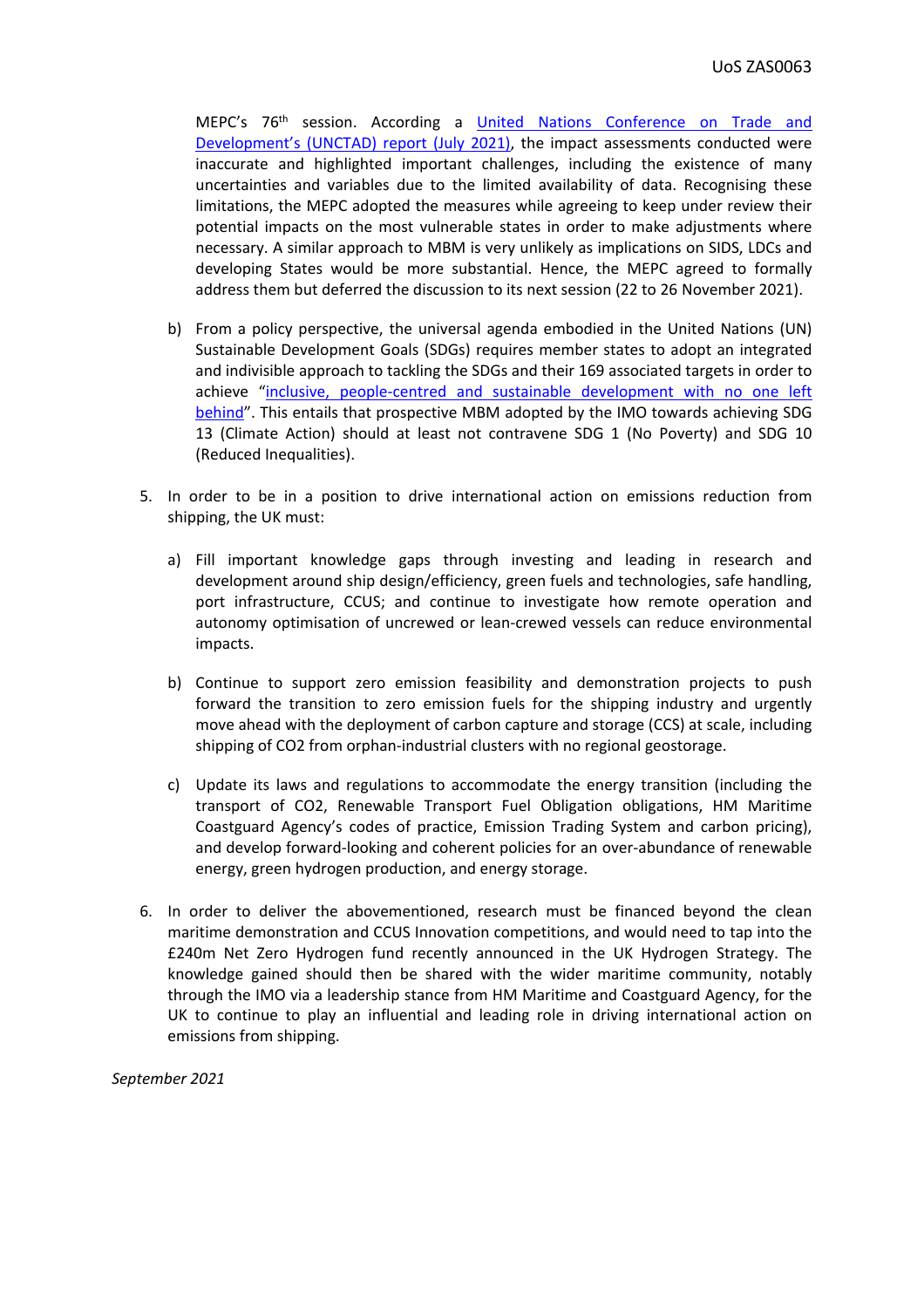MEPC's 76th session. According a [United Nations Conference on Trade and Development's (UNCTAD) report (July 2021)](), the impact assessments conducted were inaccurate and highlighted important challenges, including the existence of many uncertainties and variables due to the limited availability of data. Recognising these limitations, the MEPC adopted the measures while agreeing to keep under review their potential impacts on the most vulnerable states in order to make adjustments where necessary. A similar approach to MBM is very unlikely as implications on SIDS, LDCs and developing States would be more substantial. Hence, the MEPC agreed to formally address them but deferred the discussion to its next session (22 to 26 November 2021).

b) From a policy perspective, the universal agenda embodied in the United Nations (UN) Sustainable Development Goals (SDGs) requires member states to adopt an integrated and indivisible approach to tackling the SDGs and their 169 associated targets in order to achieve "[inclusive, people-centred and sustainable development with no one left behind]()". This entails that prospective MBM adopted by the IMO towards achieving SDG 13 (Climate Action) should at least not contravene SDG 1 (No Poverty) and SDG 10 (Reduced Inequalities).

5. In order to be in a position to drive international action on emissions reduction from shipping, the UK must:

   a) Fill important knowledge gaps through investing and leading in research and development around ship design/efficiency, green fuels and technologies, safe handling, port infrastructure, CCUS; and continue to investigate how remote operation and autonomy optimisation of uncrewed or lean-crewed vessels can reduce environmental impacts.

   b) Continue to support zero emission feasibility and demonstration projects to push forward the transition to zero emission fuels for the shipping industry and urgently move ahead with the deployment of carbon capture and storage (CCS) at scale, including shipping of CO2 from orphan-industrial clusters with no regional geostorage.

   c) Update its laws and regulations to accommodate the energy transition (including the transport of CO2, Renewable Transport Fuel Obligation obligations, HM Maritime Coastguard Agency's codes of practice, Emission Trading System and carbon pricing), and develop forward-looking and coherent policies for an over-abundance of renewable energy, green hydrogen production, and energy storage.

6. In order to deliver the abovementioned, research must be financed beyond the clean maritime demonstration and CCUS Innovation competitions, and would need to tap into the £240m Net Zero Hydrogen fund recently announced in the UK Hydrogen Strategy. The knowledge gained should then be shared with the wider maritime community, notably through the IMO via a leadership stance from HM Maritime and Coastguard Agency, for the UK to continue to play an influential and leading role in driving international action on emissions from shipping.

*September 2021*